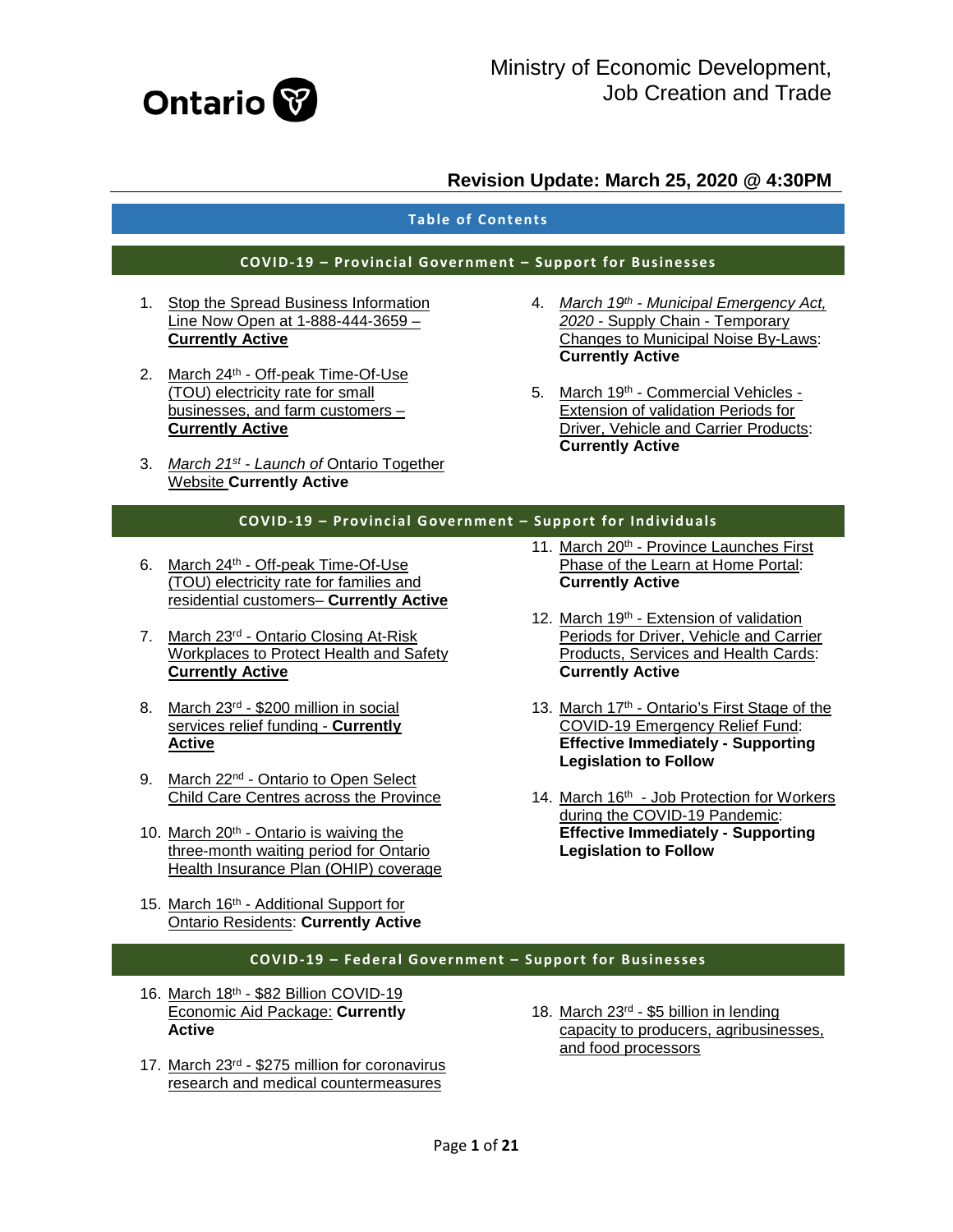Ministry of Economic Development, Job Creation and Trade

## Revision Update: March 25, 2020 @ 4:30PM

## Table of Contents

### COVID-19 – Provincial Government – Support for Businesses

1. Stop the Spread Business Information Line Now Open at 1-888-444-3659 – **Currently Active**
2. March 24th - Off-peak Time-Of-Use (TOU) electricity rate for small businesses, and farm customers – **Currently Active**
3. *March 21st - Launch of* Ontario Together Website **Currently Active**
4. *March 19th - Municipal Emergency Act, 2020* - Supply Chain - Temporary Changes to Municipal Noise By-Laws: **Currently Active**
5. March 19th - Commercial Vehicles - Extension of validation Periods for Driver, Vehicle and Carrier Products: **Currently Active**

### COVID-19 – Provincial Government – Support for Individuals

6. March 24th - Off-peak Time-Of-Use (TOU) electricity rate for families and residential customers– **Currently Active**
7. March 23rd - Ontario Closing At-Risk Workplaces to Protect Health and Safety **Currently Active**
8. March 23rd - $200 million in social services relief funding - **Currently Active**
9. March 22nd - Ontario to Open Select Child Care Centres across the Province
10. March 20th - Ontario is waiving the three-month waiting period for Ontario Health Insurance Plan (OHIP) coverage
11. March 20th - Province Launches First Phase of the Learn at Home Portal: **Currently Active**
12. March 19th - Extension of validation Periods for Driver, Vehicle and Carrier Products, Services and Health Cards: **Currently Active**
13. March 17th - Ontario's First Stage of the COVID-19 Emergency Relief Fund: **Effective Immediately - Supporting Legislation to Follow**
14. March 16th - Job Protection for Workers during the COVID-19 Pandemic: **Effective Immediately - Supporting Legislation to Follow**
15. March 16th - Additional Support for Ontario Residents: **Currently Active**

### COVID-19 – Federal Government – Support for Businesses

16. March 18th - $82 Billion COVID-19 Economic Aid Package: **Currently Active**
17. March 23rd - $275 million for coronavirus research and medical countermeasures
18. March 23rd - $5 billion in lending capacity to producers, agribusinesses, and food processors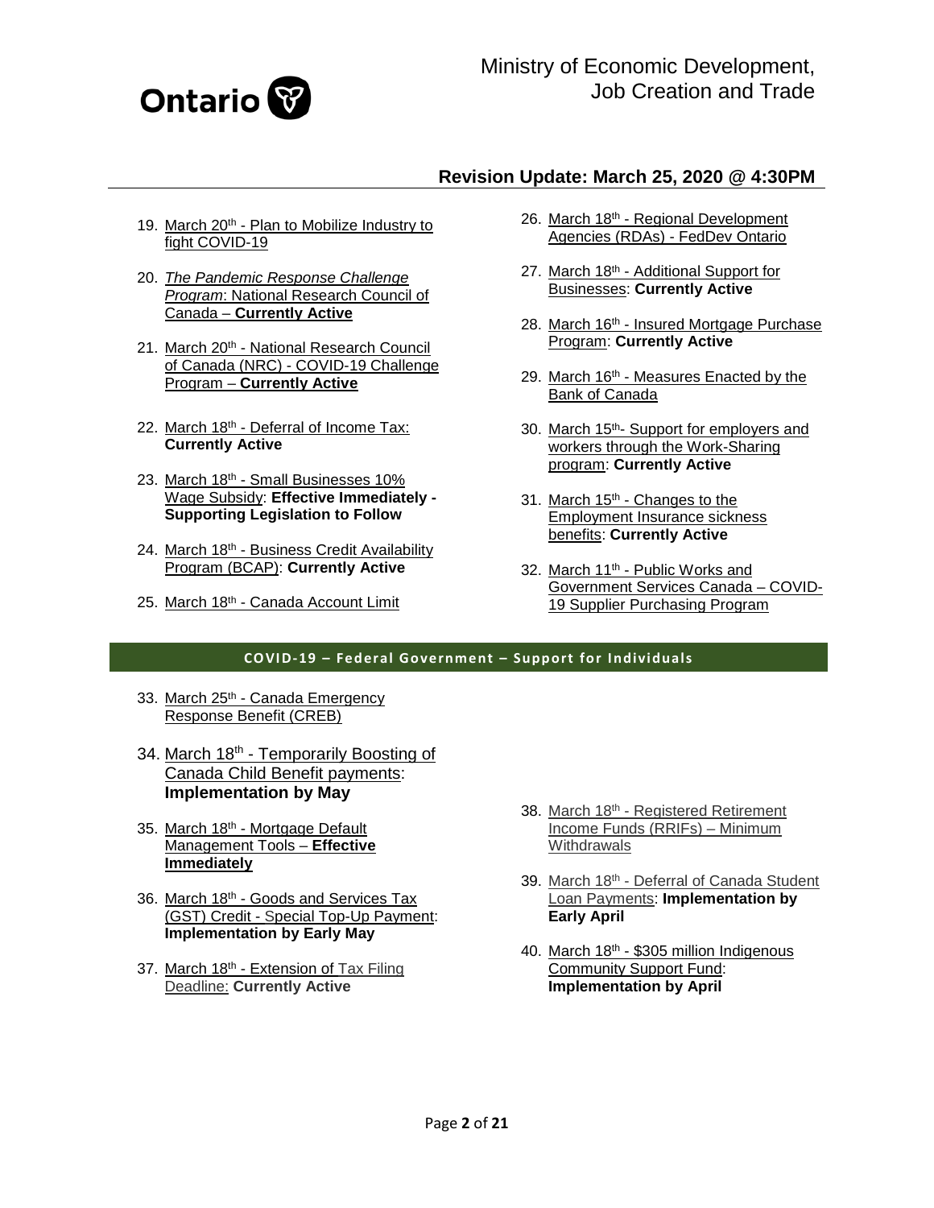## Revision Update: March 25, 2020 @ 4:30PM

19. March 20th - Plan to Mobilize Industry to fight COVID-19
20. *The Pandemic Response Challenge Program*: National Research Council of Canada – **Currently Active**
21. March 20th - National Research Council of Canada (NRC) - COVID-19 Challenge Program – **Currently Active**
22. March 18th - Deferral of Income Tax: **Currently Active**
23. March 18th - Small Businesses 10% Wage Subsidy: **Effective Immediately - Supporting Legislation to Follow**
24. March 18th - Business Credit Availability Program (BCAP): **Currently Active**
25. March 18th - Canada Account Limit
26. March 18th - Regional Development Agencies (RDAs) - FedDev Ontario
27. March 18th - Additional Support for Businesses: **Currently Active**
28. March 16th - Insured Mortgage Purchase Program: **Currently Active**
29. March 16th - Measures Enacted by the Bank of Canada
30. March 15th- Support for employers and workers through the Work-Sharing program: **Currently Active**
31. March 15th - Changes to the Employment Insurance sickness benefits: **Currently Active**
32. March 11th - Public Works and Government Services Canada – COVID-19 Supplier Purchasing Program

## COVID-19 – Federal Government – Support for Individuals

33. March 25th - Canada Emergency Response Benefit (CREB)
34. March 18th - Temporarily Boosting of Canada Child Benefit payments: **Implementation by May**
35. March 18th - Mortgage Default Management Tools – **Effective Immediately**
36. March 18th - Goods and Services Tax (GST) Credit - Special Top-Up Payment: **Implementation by Early May**
37. March 18th - Extension of Tax Filing Deadline: **Currently Active**
38. March 18th - Registered Retirement Income Funds (RRIFs) – Minimum Withdrawals
39. March 18th - Deferral of Canada Student Loan Payments: **Implementation by Early April**
40. March 18th - $305 million Indigenous Community Support Fund: **Implementation by April**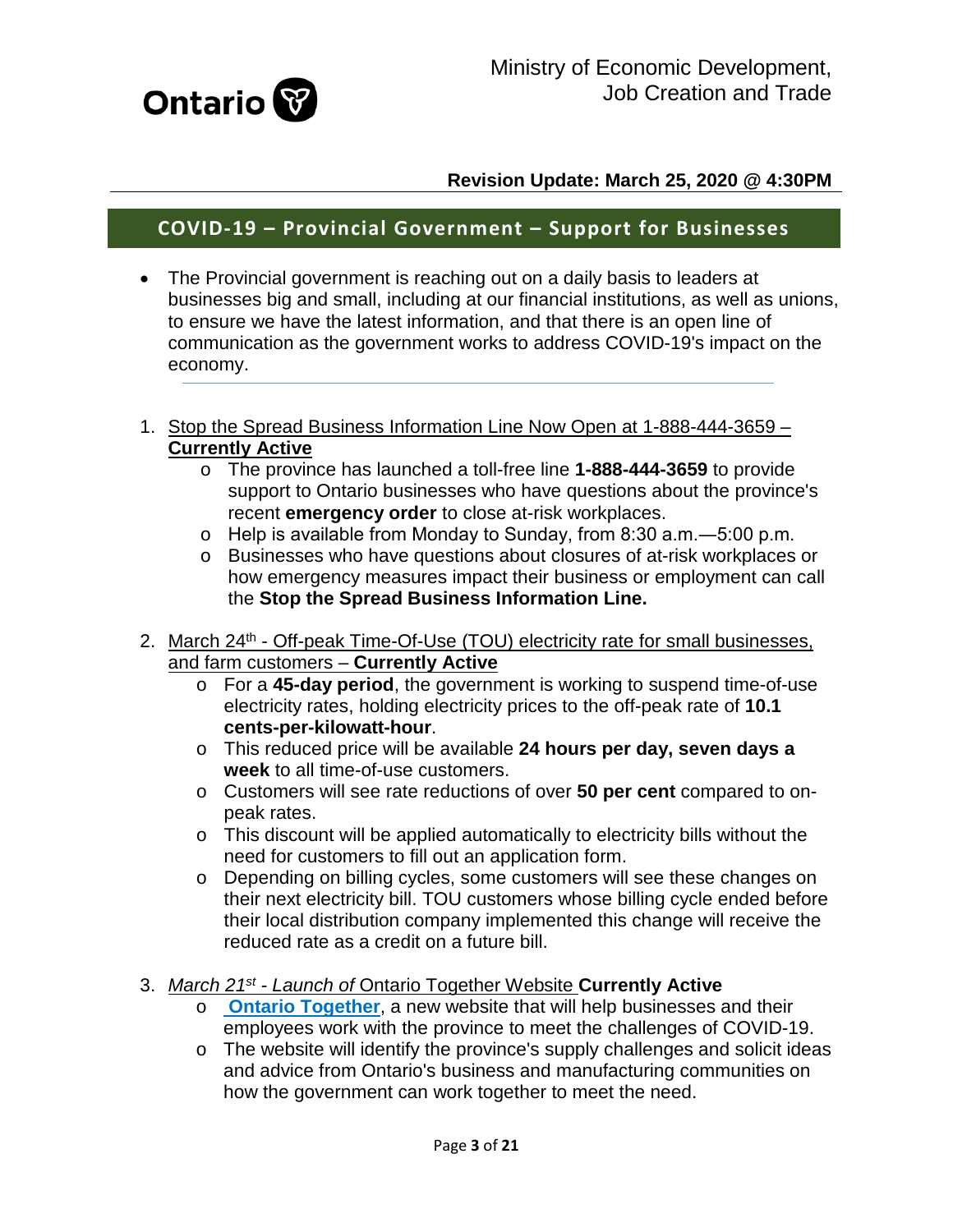Ministry of Economic Development, Job Creation and Trade

**Revision Update: March 25, 2020 @ 4:30PM**

## COVID-19 – Provincial Government – Support for Businesses

- The Provincial government is reaching out on a daily basis to leaders at businesses big and small, including at our financial institutions, as well as unions, to ensure we have the latest information, and that there is an open line of communication as the government works to address COVID-19's impact on the economy.

1. Stop the Spread Business Information Line Now Open at 1-888-444-3659 – **Currently Active**
   - The province has launched a toll-free line **1-888-444-3659** to provide support to Ontario businesses who have questions about the province's recent **emergency order** to close at-risk workplaces.
   - Help is available from Monday to Sunday, from 8:30 a.m.—5:00 p.m.
   - Businesses who have questions about closures of at-risk workplaces or how emergency measures impact their business or employment can call the **Stop the Spread Business Information Line.**

2. March 24th - Off-peak Time-Of-Use (TOU) electricity rate for small businesses, and farm customers – **Currently Active**
   - For a **45-day period**, the government is working to suspend time-of-use electricity rates, holding electricity prices to the off-peak rate of **10.1 cents-per-kilowatt-hour**.
   - This reduced price will be available **24 hours per day, seven days a week** to all time-of-use customers.
   - Customers will see rate reductions of over **50 per cent** compared to on-peak rates.
   - This discount will be applied automatically to electricity bills without the need for customers to fill out an application form.
   - Depending on billing cycles, some customers will see these changes on their next electricity bill. TOU customers whose billing cycle ended before their local distribution company implemented this change will receive the reduced rate as a credit on a future bill.

3. *March 21st - Launch of* Ontario Together Website **Currently Active**
   - **Ontario Together**, a new website that will help businesses and their employees work with the province to meet the challenges of COVID-19.
   - The website will identify the province's supply challenges and solicit ideas and advice from Ontario's business and manufacturing communities on how the government can work together to meet the need.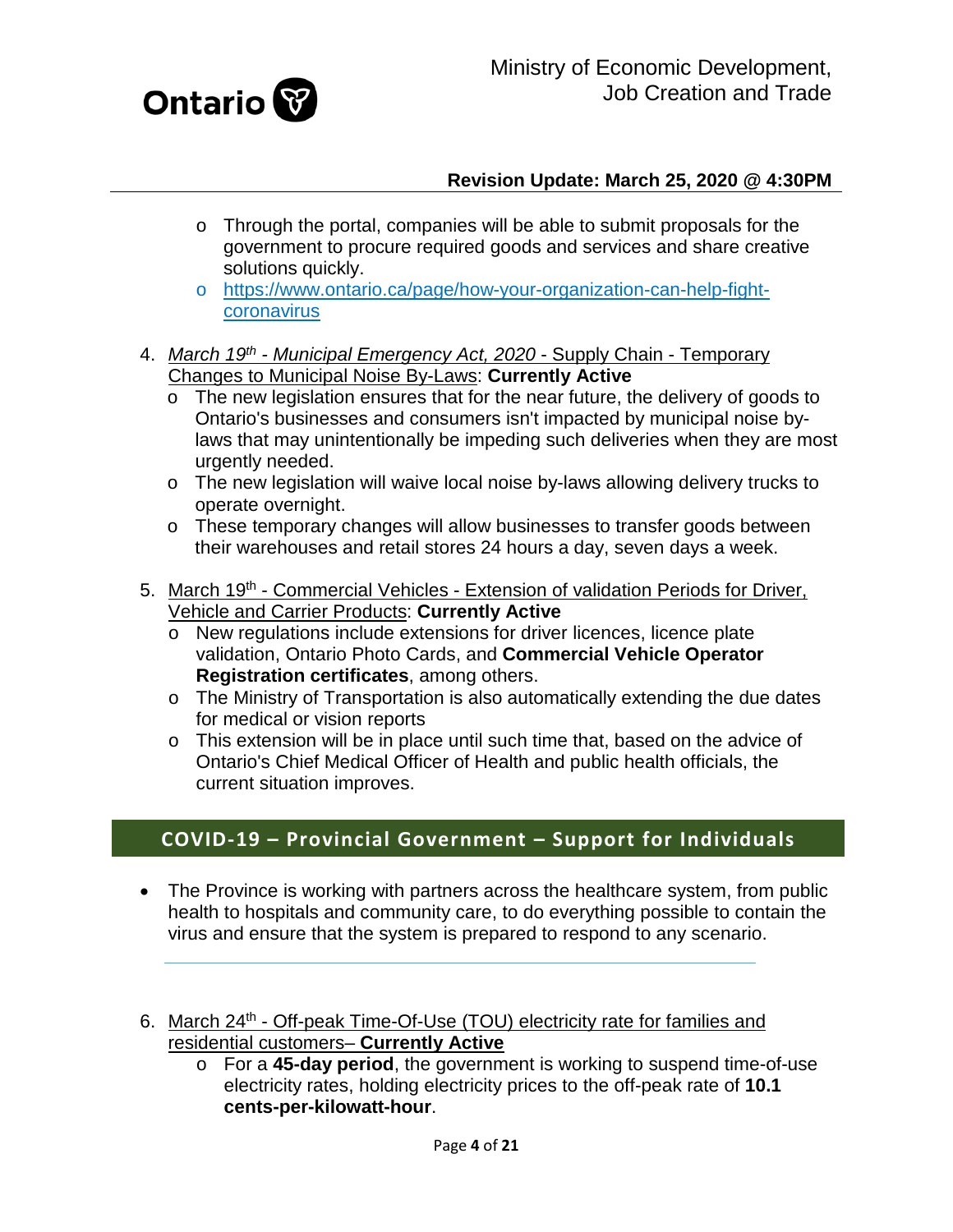- Through the portal, companies will be able to submit proposals for the government to procure required goods and services and share creative solutions quickly.
- https://www.ontario.ca/page/how-your-organization-can-help-fight-coronavirus

4. *March 19th - Municipal Emergency Act, 2020* - Supply Chain - Temporary Changes to Municipal Noise By-Laws: **Currently Active**
   - The new legislation ensures that for the near future, the delivery of goods to Ontario's businesses and consumers isn't impacted by municipal noise by-laws that may unintentionally be impeding such deliveries when they are most urgently needed.
   - The new legislation will waive local noise by-laws allowing delivery trucks to operate overnight.
   - These temporary changes will allow businesses to transfer goods between their warehouses and retail stores 24 hours a day, seven days a week.

5. March 19th - Commercial Vehicles - Extension of validation Periods for Driver, Vehicle and Carrier Products: **Currently Active**
   - New regulations include extensions for driver licences, licence plate validation, Ontario Photo Cards, and **Commercial Vehicle Operator Registration certificates**, among others.
   - The Ministry of Transportation is also automatically extending the due dates for medical or vision reports
   - This extension will be in place until such time that, based on the advice of Ontario's Chief Medical Officer of Health and public health officials, the current situation improves.

## COVID-19 – Provincial Government – Support for Individuals

- The Province is working with partners across the healthcare system, from public health to hospitals and community care, to do everything possible to contain the virus and ensure that the system is prepared to respond to any scenario.

6. March 24th - Off-peak Time-Of-Use (TOU) electricity rate for families and residential customers– **Currently Active**
   - For a **45-day period**, the government is working to suspend time-of-use electricity rates, holding electricity prices to the off-peak rate of **10.1 cents-per-kilowatt-hour**.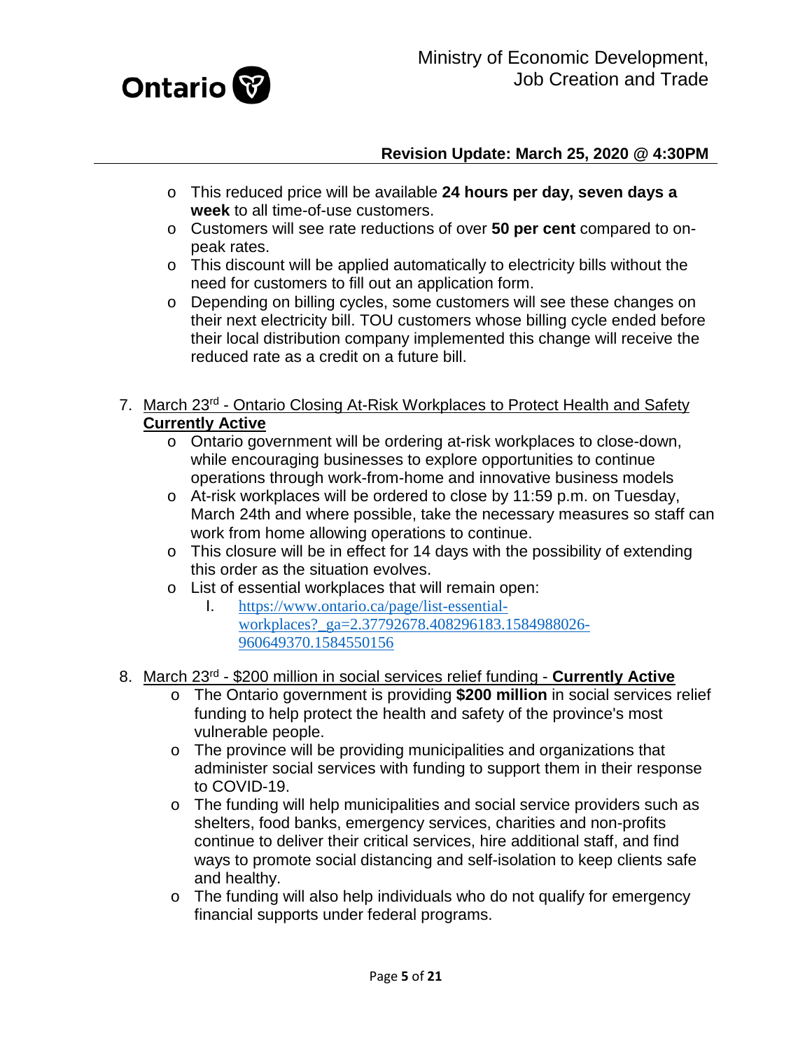- This reduced price will be available **24 hours per day, seven days a week** to all time-of-use customers.
- Customers will see rate reductions of over **50 per cent** compared to on-peak rates.
- This discount will be applied automatically to electricity bills without the need for customers to fill out an application form.
- Depending on billing cycles, some customers will see these changes on their next electricity bill. TOU customers whose billing cycle ended before their local distribution company implemented this change will receive the reduced rate as a credit on a future bill.

7. March 23rd - Ontario Closing At-Risk Workplaces to Protect Health and Safety **Currently Active**
    - Ontario government will be ordering at-risk workplaces to close-down, while encouraging businesses to explore opportunities to continue operations through work-from-home and innovative business models
    - At-risk workplaces will be ordered to close by 11:59 p.m. on Tuesday, March 24th and where possible, take the necessary measures so staff can work from home allowing operations to continue.
    - This closure will be in effect for 14 days with the possibility of extending this order as the situation evolves.
    - List of essential workplaces that will remain open:
        I. https://www.ontario.ca/page/list-essential-workplaces?_ga=2.37792678.408296183.1584988026-960649370.1584550156

8. March 23rd - $200 million in social services relief funding - **Currently Active**
    - The Ontario government is providing **$200 million** in social services relief funding to help protect the health and safety of the province's most vulnerable people.
    - The province will be providing municipalities and organizations that administer social services with funding to support them in their response to COVID-19.
    - The funding will help municipalities and social service providers such as shelters, food banks, emergency services, charities and non-profits continue to deliver their critical services, hire additional staff, and find ways to promote social distancing and self-isolation to keep clients safe and healthy.
    - The funding will also help individuals who do not qualify for emergency financial supports under federal programs.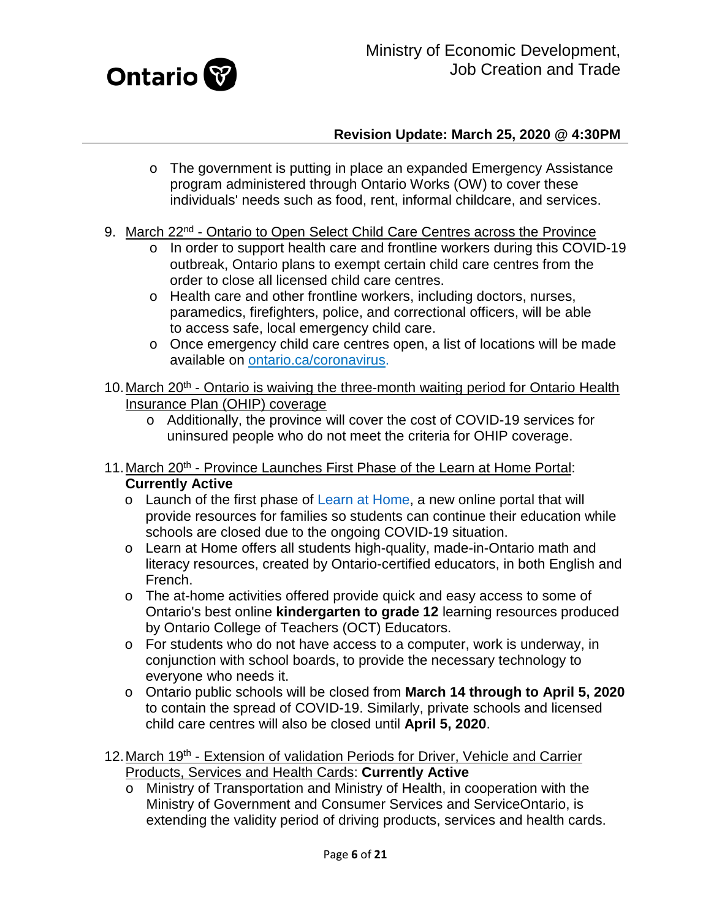- The government is putting in place an expanded Emergency Assistance program administered through Ontario Works (OW) to cover these individuals' needs such as food, rent, informal childcare, and services.

9. March 22nd - Ontario to Open Select Child Care Centres across the Province
   - In order to support health care and frontline workers during this COVID-19 outbreak, Ontario plans to exempt certain child care centres from the order to close all licensed child care centres.
   - Health care and other frontline workers, including doctors, nurses, paramedics, firefighters, police, and correctional officers, will be able to access safe, local emergency child care.
   - Once emergency child care centres open, a list of locations will be made available on [ontario.ca/coronavirus.](ontario.ca/coronavirus)

10. March 20th - Ontario is waiving the three-month waiting period for Ontario Health Insurance Plan (OHIP) coverage
    - Additionally, the province will cover the cost of COVID-19 services for uninsured people who do not meet the criteria for OHIP coverage.

11. March 20th - Province Launches First Phase of the Learn at Home Portal: **Currently Active**
    - Launch of the first phase of Learn at Home, a new online portal that will provide resources for families so students can continue their education while schools are closed due to the ongoing COVID-19 situation.
    - Learn at Home offers all students high-quality, made-in-Ontario math and literacy resources, created by Ontario-certified educators, in both English and French.
    - The at-home activities offered provide quick and easy access to some of Ontario's best online **kindergarten to grade 12** learning resources produced by Ontario College of Teachers (OCT) Educators.
    - For students who do not have access to a computer, work is underway, in conjunction with school boards, to provide the necessary technology to everyone who needs it.
    - Ontario public schools will be closed from **March 14 through to April 5, 2020** to contain the spread of COVID-19. Similarly, private schools and licensed child care centres will also be closed until **April 5, 2020**.

12. March 19th - Extension of validation Periods for Driver, Vehicle and Carrier Products, Services and Health Cards: **Currently Active**
    - Ministry of Transportation and Ministry of Health, in cooperation with the Ministry of Government and Consumer Services and ServiceOntario, is extending the validity period of driving products, services and health cards.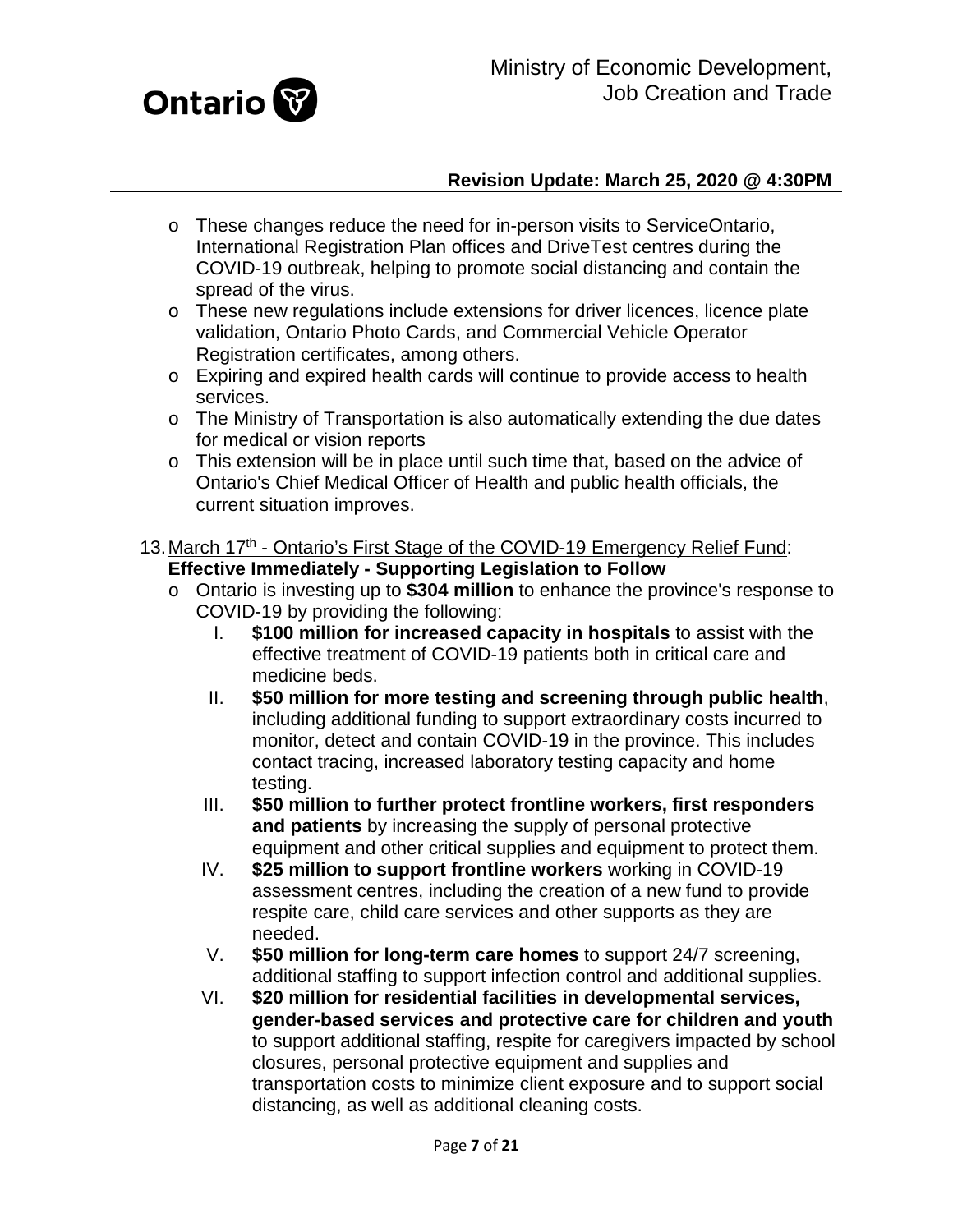- These changes reduce the need for in-person visits to ServiceOntario, International Registration Plan offices and DriveTest centres during the COVID-19 outbreak, helping to promote social distancing and contain the spread of the virus.
- These new regulations include extensions for driver licences, licence plate validation, Ontario Photo Cards, and Commercial Vehicle Operator Registration certificates, among others.
- Expiring and expired health cards will continue to provide access to health services.
- The Ministry of Transportation is also automatically extending the due dates for medical or vision reports
- This extension will be in place until such time that, based on the advice of Ontario's Chief Medical Officer of Health and public health officials, the current situation improves.

13. March 17th - Ontario's First Stage of the COVID-19 Emergency Relief Fund: **Effective Immediately - Supporting Legislation to Follow**
    - Ontario is investing up to **$304 million** to enhance the province's response to COVID-19 by providing the following:
        I. **$100 million for increased capacity in hospitals** to assist with the effective treatment of COVID-19 patients both in critical care and medicine beds.
        II. **$50 million for more testing and screening through public health**, including additional funding to support extraordinary costs incurred to monitor, detect and contain COVID-19 in the province. This includes contact tracing, increased laboratory testing capacity and home testing.
        III. **$50 million to further protect frontline workers, first responders and patients** by increasing the supply of personal protective equipment and other critical supplies and equipment to protect them.
        IV. **$25 million to support frontline workers** working in COVID-19 assessment centres, including the creation of a new fund to provide respite care, child care services and other supports as they are needed.
        V. **$50 million for long-term care homes** to support 24/7 screening, additional staffing to support infection control and additional supplies.
        VI. **$20 million for residential facilities in developmental services, gender-based services and protective care for children and youth** to support additional staffing, respite for caregivers impacted by school closures, personal protective equipment and supplies and transportation costs to minimize client exposure and to support social distancing, as well as additional cleaning costs.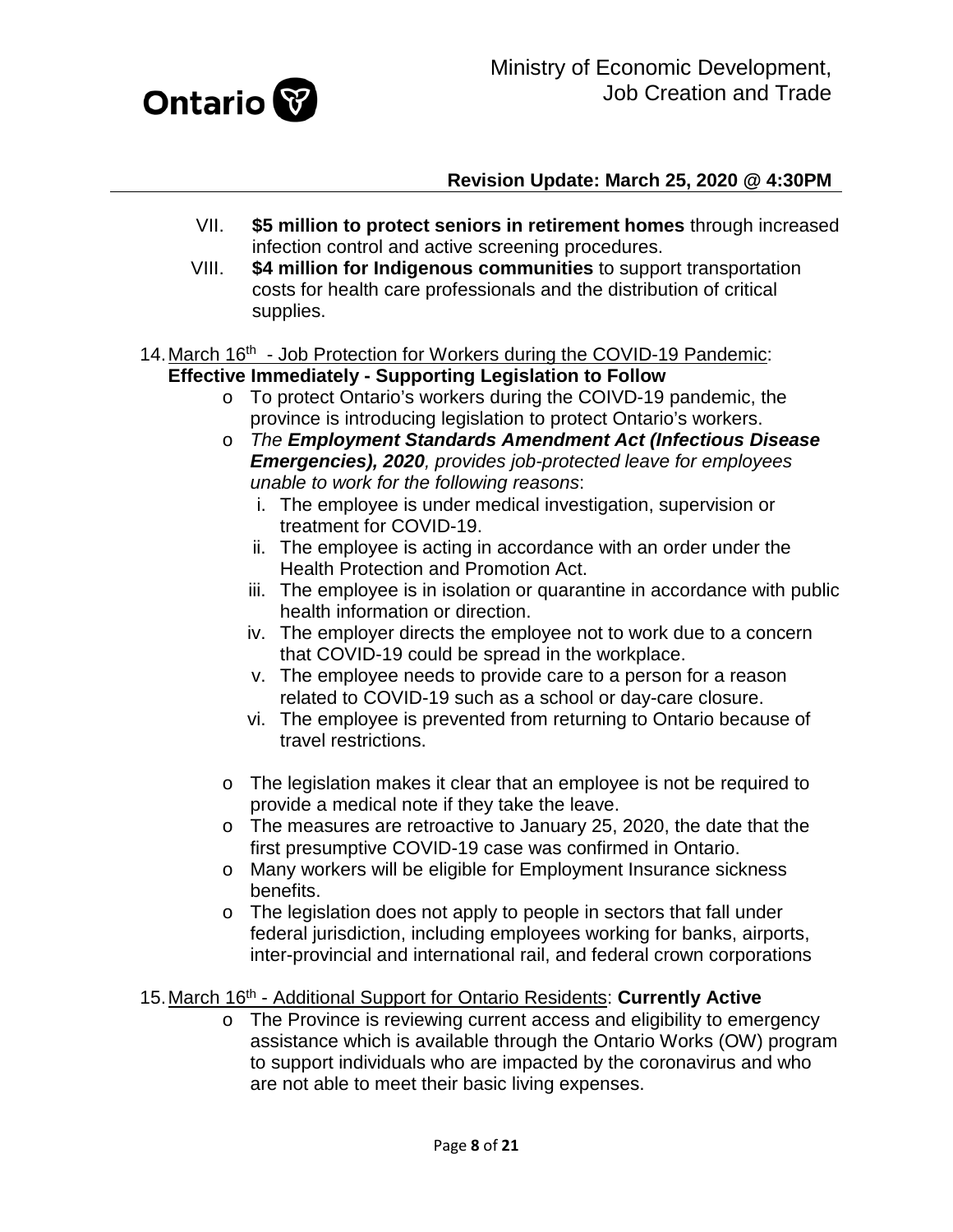VII. **$5 million to protect seniors in retirement homes** through increased infection control and active screening procedures.

VIII. **$4 million for Indigenous communities** to support transportation costs for health care professionals and the distribution of critical supplies.

14. March 16th - Job Protection for Workers during the COVID-19 Pandemic: **Effective Immediately - Supporting Legislation to Follow**
    - To protect Ontario's workers during the COIVD-19 pandemic, the province is introducing legislation to protect Ontario's workers.
    - *The **Employment Standards Amendment Act (Infectious Disease Emergencies), 2020**, provides job-protected leave for employees unable to work for the following reasons*:
        1. The employee is under medical investigation, supervision or treatment for COVID-19.
        2. The employee is acting in accordance with an order under the Health Protection and Promotion Act.
        3. The employee is in isolation or quarantine in accordance with public health information or direction.
        4. The employer directs the employee not to work due to a concern that COVID-19 could be spread in the workplace.
        5. The employee needs to provide care to a person for a reason related to COVID-19 such as a school or day-care closure.
        6. The employee is prevented from returning to Ontario because of travel restrictions.
    - The legislation makes it clear that an employee is not be required to provide a medical note if they take the leave.
    - The measures are retroactive to January 25, 2020, the date that the first presumptive COVID-19 case was confirmed in Ontario.
    - Many workers will be eligible for Employment Insurance sickness benefits.
    - The legislation does not apply to people in sectors that fall under federal jurisdiction, including employees working for banks, airports, inter-provincial and international rail, and federal crown corporations

15. March 16th - Additional Support for Ontario Residents: **Currently Active**
    - The Province is reviewing current access and eligibility to emergency assistance which is available through the Ontario Works (OW) program to support individuals who are impacted by the coronavirus and who are not able to meet their basic living expenses.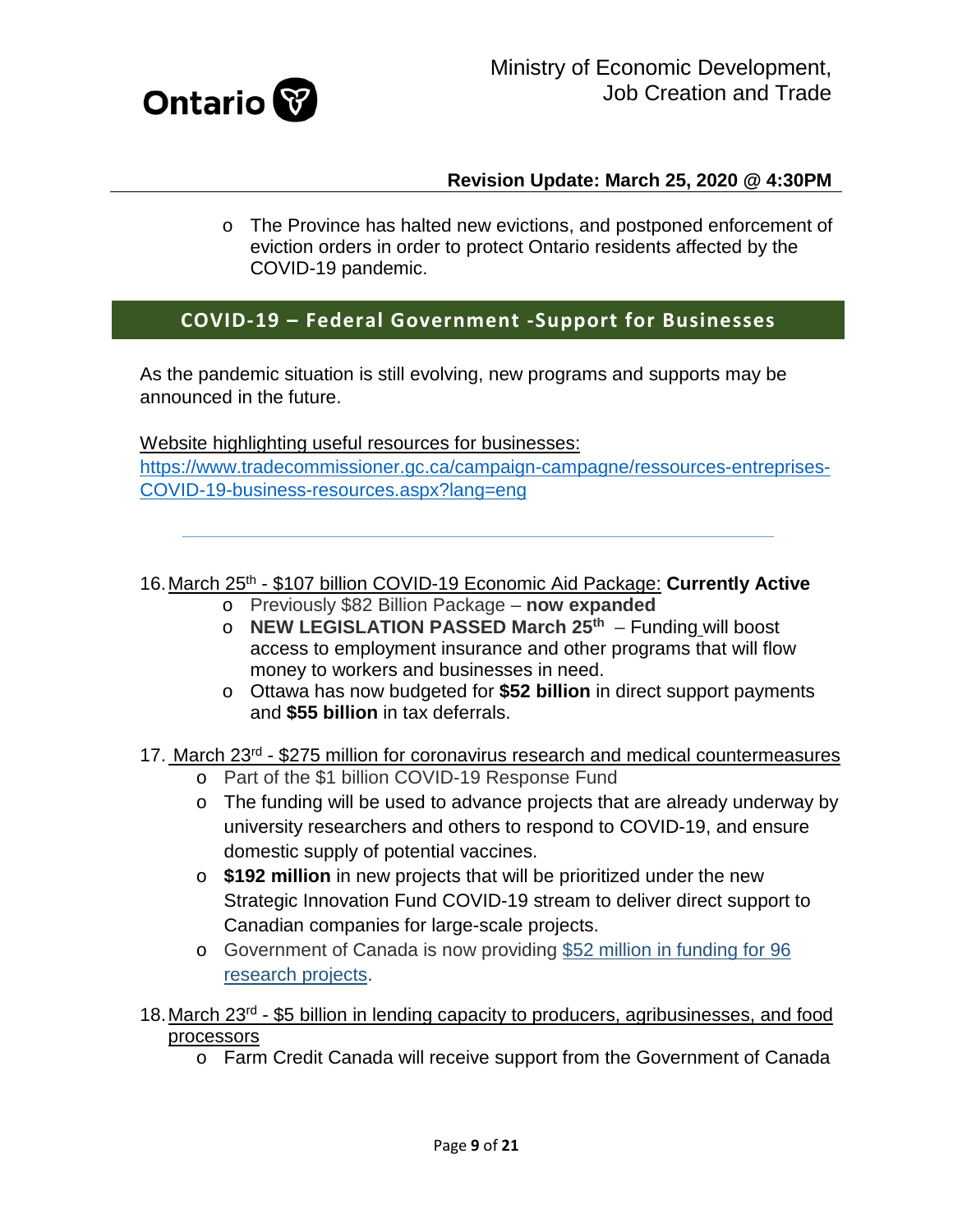- The Province has halted new evictions, and postponed enforcement of eviction orders in order to protect Ontario residents affected by the COVID-19 pandemic.

## COVID-19 – Federal Government -Support for Businesses

As the pandemic situation is still evolving, new programs and supports may be announced in the future.

Website highlighting useful resources for businesses:
https://www.tradecommissioner.gc.ca/campaign-campagne/ressources-entreprises-COVID-19-business-resources.aspx?lang=eng

---

16. March 25th - $107 billion COVID-19 Economic Aid Package: **Currently Active**
    - Previously $82 Billion Package – **now expanded**
    - **NEW LEGISLATION PASSED March 25th** – Funding will boost access to employment insurance and other programs that will flow money to workers and businesses in need.
    - Ottawa has now budgeted for **$52 billion** in direct support payments and **$55 billion** in tax deferrals.

17. March 23rd - $275 million for coronavirus research and medical countermeasures
    - Part of the $1 billion COVID-19 Response Fund
    - The funding will be used to advance projects that are already underway by university researchers and others to respond to COVID-19, and ensure domestic supply of potential vaccines.
    - **$192 million** in new projects that will be prioritized under the new Strategic Innovation Fund COVID-19 stream to deliver direct support to Canadian companies for large-scale projects.
    - Government of Canada is now providing $52 million in funding for 96 research projects.

18. March 23rd - $5 billion in lending capacity to producers, agribusinesses, and food processors
    - Farm Credit Canada will receive support from the Government of Canada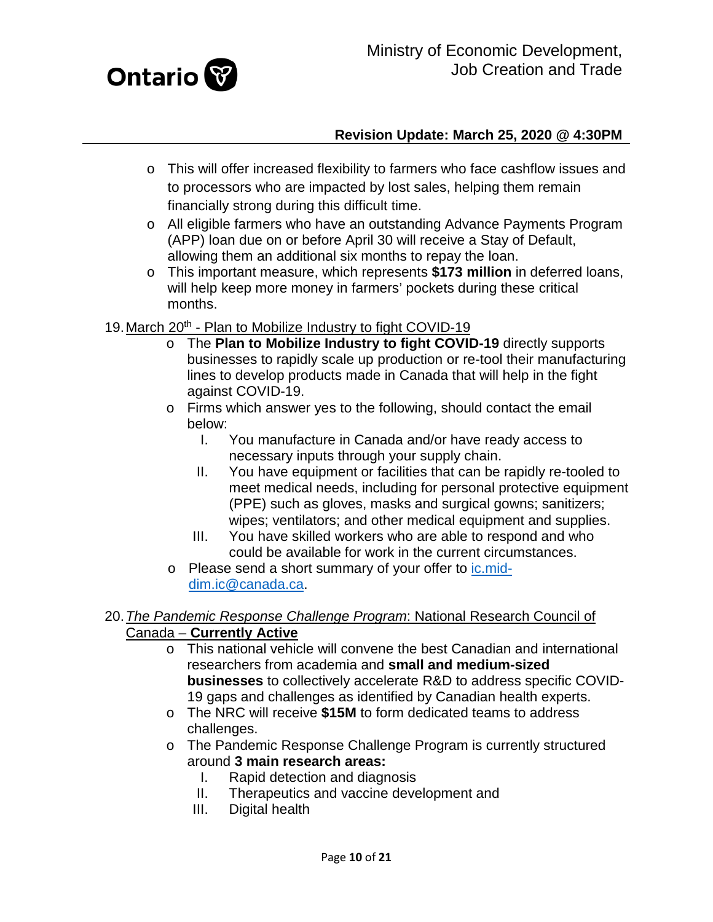- This will offer increased flexibility to farmers who face cashflow issues and to processors who are impacted by lost sales, helping them remain financially strong during this difficult time.
- All eligible farmers who have an outstanding Advance Payments Program (APP) loan due on or before April 30 will receive a Stay of Default, allowing them an additional six months to repay the loan.
- This important measure, which represents **$173 million** in deferred loans, will help keep more money in farmers' pockets during these critical months.

19. March 20th - Plan to Mobilize Industry to fight COVID-19
    - The **Plan to Mobilize Industry to fight COVID-19** directly supports businesses to rapidly scale up production or re-tool their manufacturing lines to develop products made in Canada that will help in the fight against COVID-19.
    - Firms which answer yes to the following, should contact the email below:
        I. You manufacture in Canada and/or have ready access to necessary inputs through your supply chain.
        II. You have equipment or facilities that can be rapidly re-tooled to meet medical needs, including for personal protective equipment (PPE) such as gloves, masks and surgical gowns; sanitizers; wipes; ventilators; and other medical equipment and supplies.
        III. You have skilled workers who are able to respond and who could be available for work in the current circumstances.
    - Please send a short summary of your offer to ic.mid-dim.ic@canada.ca.

20. *The Pandemic Response Challenge Program*: National Research Council of Canada – **Currently Active**
    - This national vehicle will convene the best Canadian and international researchers from academia and **small and medium-sized businesses** to collectively accelerate R&D to address specific COVID-19 gaps and challenges as identified by Canadian health experts.
    - The NRC will receive **$15M** to form dedicated teams to address challenges.
    - The Pandemic Response Challenge Program is currently structured around **3 main research areas:**
        I. Rapid detection and diagnosis
        II. Therapeutics and vaccine development and
        III. Digital health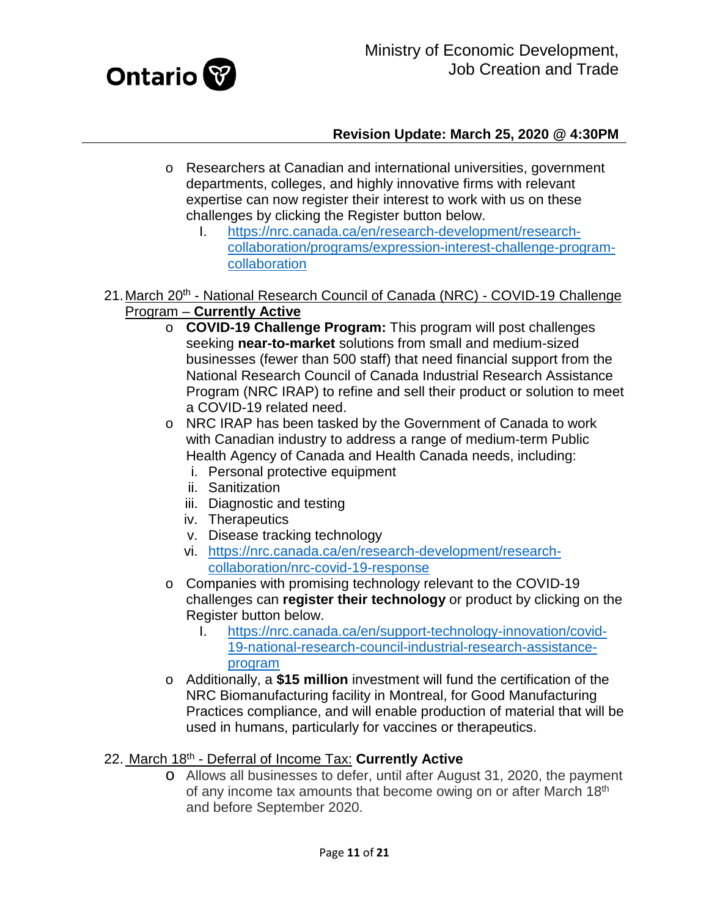- Researchers at Canadian and international universities, government departments, colleges, and highly innovative firms with relevant expertise can now register their interest to work with us on these challenges by clicking the Register button below.
    I. https://nrc.canada.ca/en/research-development/research-collaboration/programs/expression-interest-challenge-program-collaboration

21. March 20th - National Research Council of Canada (NRC) - COVID-19 Challenge Program – **Currently Active**
    - **COVID-19 Challenge Program:** This program will post challenges seeking **near-to-market** solutions from small and medium-sized businesses (fewer than 500 staff) that need financial support from the National Research Council of Canada Industrial Research Assistance Program (NRC IRAP) to refine and sell their product or solution to meet a COVID-19 related need.
    - NRC IRAP has been tasked by the Government of Canada to work with Canadian industry to address a range of medium-term Public Health Agency of Canada and Health Canada needs, including:
        i. Personal protective equipment
        ii. Sanitization
        iii. Diagnostic and testing
        iv. Therapeutics
        v. Disease tracking technology
        vi. https://nrc.canada.ca/en/research-development/research-collaboration/nrc-covid-19-response
    - Companies with promising technology relevant to the COVID-19 challenges can **register their technology** or product by clicking on the Register button below.
        I. https://nrc.canada.ca/en/support-technology-innovation/covid-19-national-research-council-industrial-research-assistance-program
    - Additionally, a **$15 million** investment will fund the certification of the NRC Biomanufacturing facility in Montreal, for Good Manufacturing Practices compliance, and will enable production of material that will be used in humans, particularly for vaccines or therapeutics.

22. March 18th - Deferral of Income Tax: **Currently Active**
    - Allows all businesses to defer, until after August 31, 2020, the payment of any income tax amounts that become owing on or after March 18th and before September 2020.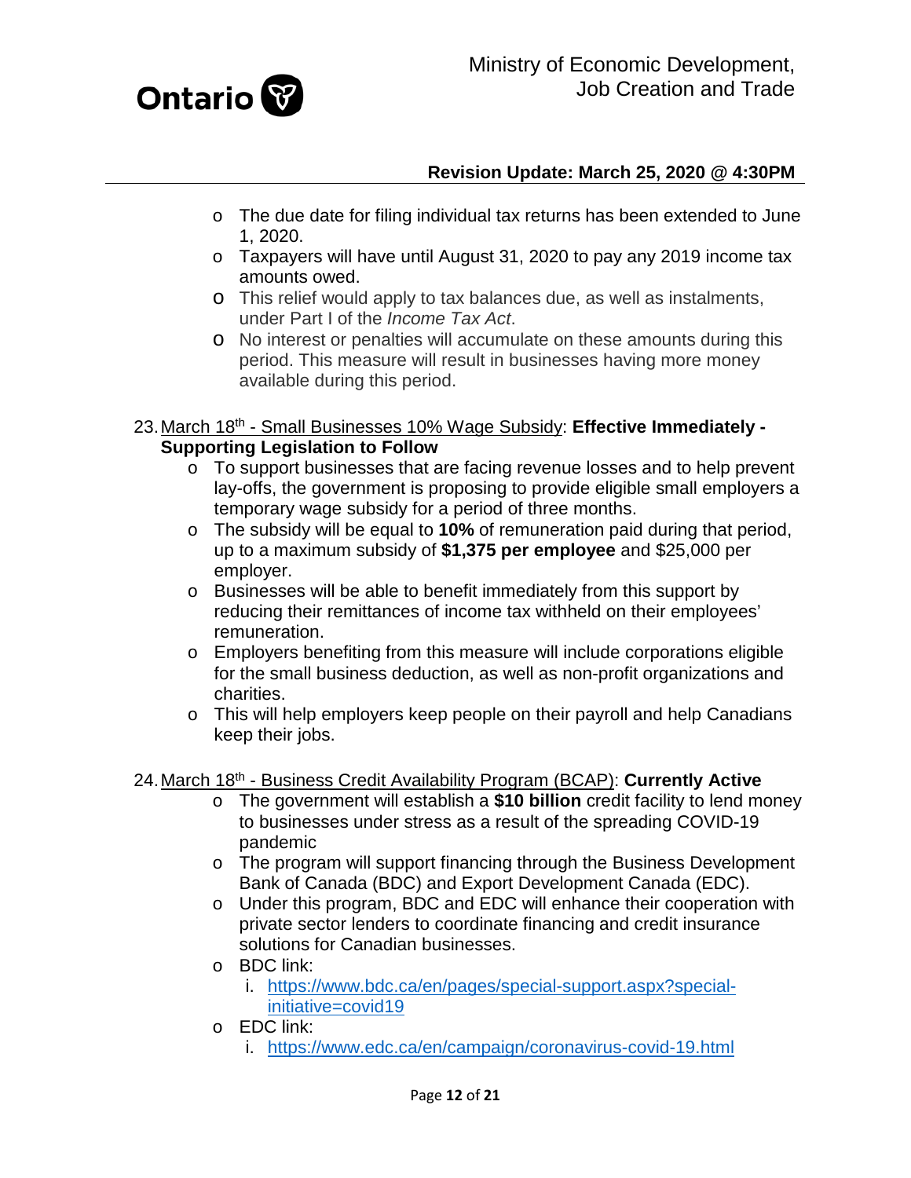- The due date for filing individual tax returns has been extended to June 1, 2020.
- Taxpayers will have until August 31, 2020 to pay any 2019 income tax amounts owed.
- This relief would apply to tax balances due, as well as instalments, under Part I of the *Income Tax Act*.
- No interest or penalties will accumulate on these amounts during this period. This measure will result in businesses having more money available during this period.

23. March 18th - Small Businesses 10% Wage Subsidy: **Effective Immediately - Supporting Legislation to Follow**
    - To support businesses that are facing revenue losses and to help prevent lay-offs, the government is proposing to provide eligible small employers a temporary wage subsidy for a period of three months.
    - The subsidy will be equal to **10%** of remuneration paid during that period, up to a maximum subsidy of **$1,375 per employee** and $25,000 per employer.
    - Businesses will be able to benefit immediately from this support by reducing their remittances of income tax withheld on their employees' remuneration.
    - Employers benefiting from this measure will include corporations eligible for the small business deduction, as well as non-profit organizations and charities.
    - This will help employers keep people on their payroll and help Canadians keep their jobs.

24. March 18th - Business Credit Availability Program (BCAP): **Currently Active**
    - The government will establish a **$10 billion** credit facility to lend money to businesses under stress as a result of the spreading COVID-19 pandemic
    - The program will support financing through the Business Development Bank of Canada (BDC) and Export Development Canada (EDC).
    - Under this program, BDC and EDC will enhance their cooperation with private sector lenders to coordinate financing and credit insurance solutions for Canadian businesses.
    - BDC link:
        i. https://www.bdc.ca/en/pages/special-support.aspx?special-initiative=covid19
    - EDC link:
        i. https://www.edc.ca/en/campaign/coronavirus-covid-19.html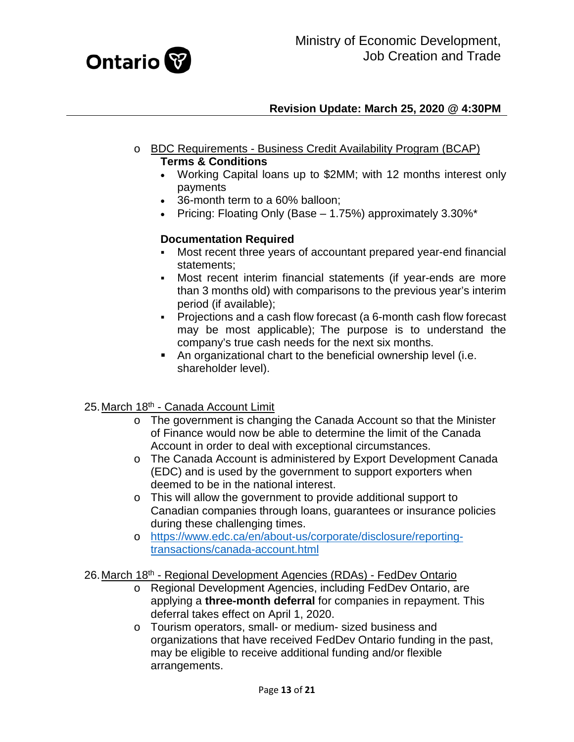- BDC Requirements - Business Credit Availability Program (BCAP)

  **Terms & Conditions**

  - Working Capital loans up to $2MM; with 12 months interest only payments
  - 36-month term to a 60% balloon;
  - Pricing: Floating Only (Base – 1.75%) approximately 3.30%*

  **Documentation Required**

  - Most recent three years of accountant prepared year-end financial statements;
  - Most recent interim financial statements (if year-ends are more than 3 months old) with comparisons to the previous year's interim period (if available);
  - Projections and a cash flow forecast (a 6-month cash flow forecast may be most applicable); The purpose is to understand the company's true cash needs for the next six months.
  - An organizational chart to the beneficial ownership level (i.e. shareholder level).

25. March 18th - Canada Account Limit
    - The government is changing the Canada Account so that the Minister of Finance would now be able to determine the limit of the Canada Account in order to deal with exceptional circumstances.
    - The Canada Account is administered by Export Development Canada (EDC) and is used by the government to support exporters when deemed to be in the national interest.
    - This will allow the government to provide additional support to Canadian companies through loans, guarantees or insurance policies during these challenging times.
    - https://www.edc.ca/en/about-us/corporate/disclosure/reporting-transactions/canada-account.html

26. March 18th - Regional Development Agencies (RDAs) - FedDev Ontario
    - Regional Development Agencies, including FedDev Ontario, are applying a **three-month deferral** for companies in repayment. This deferral takes effect on April 1, 2020.
    - Tourism operators, small- or medium- sized business and organizations that have received FedDev Ontario funding in the past, may be eligible to receive additional funding and/or flexible arrangements.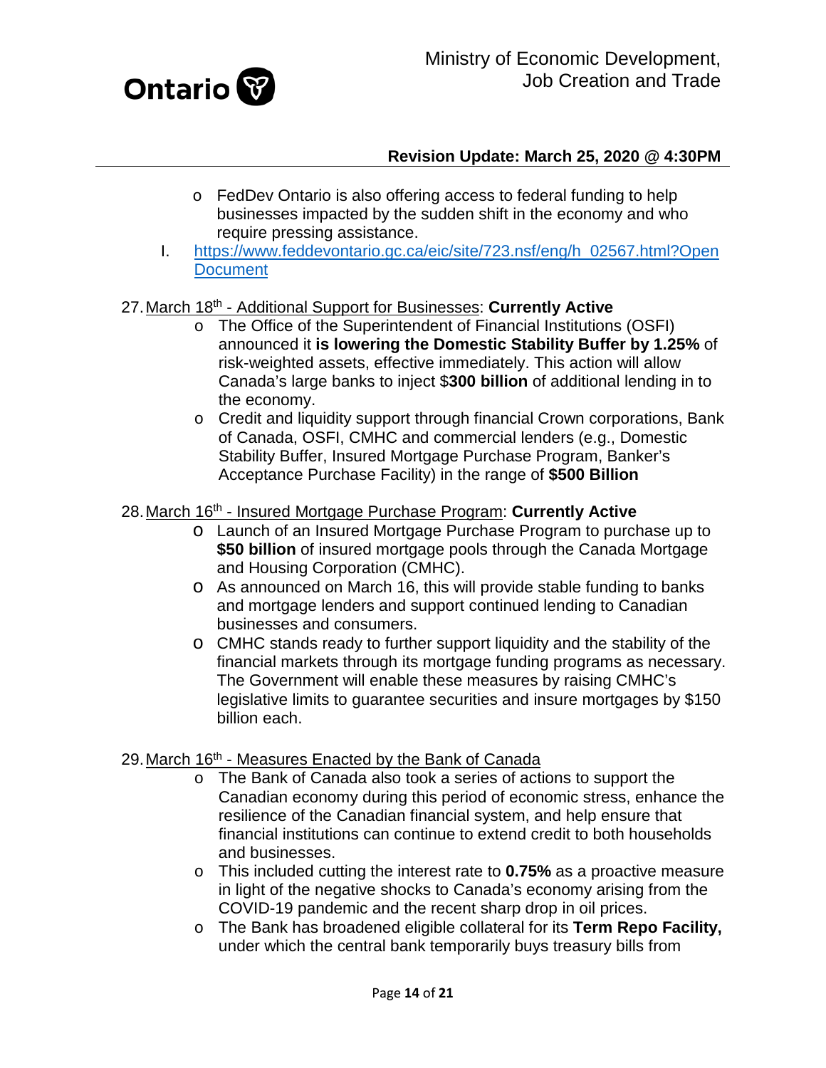- FedDev Ontario is also offering access to federal funding to help businesses impacted by the sudden shift in the economy and who require pressing assistance.

I. [https://www.feddevontario.gc.ca/eic/site/723.nsf/eng/h_02567.html?OpenDocument](https://www.feddevontario.gc.ca/eic/site/723.nsf/eng/h_02567.html?OpenDocument)

27. March 18th - Additional Support for Businesses: **Currently Active**
    - The Office of the Superintendent of Financial Institutions (OSFI) announced it **is lowering the Domestic Stability Buffer by 1.25%** of risk-weighted assets, effective immediately. This action will allow Canada's large banks to inject $**300 billion** of additional lending in to the economy.
    - Credit and liquidity support through financial Crown corporations, Bank of Canada, OSFI, CMHC and commercial lenders (e.g., Domestic Stability Buffer, Insured Mortgage Purchase Program, Banker's Acceptance Purchase Facility) in the range of **$500 Billion**

28. March 16th - Insured Mortgage Purchase Program: **Currently Active**
    - Launch of an Insured Mortgage Purchase Program to purchase up to **$50 billion** of insured mortgage pools through the Canada Mortgage and Housing Corporation (CMHC).
    - As announced on March 16, this will provide stable funding to banks and mortgage lenders and support continued lending to Canadian businesses and consumers.
    - CMHC stands ready to further support liquidity and the stability of the financial markets through its mortgage funding programs as necessary. The Government will enable these measures by raising CMHC's legislative limits to guarantee securities and insure mortgages by $150 billion each.

29. March 16th - Measures Enacted by the Bank of Canada
    - The Bank of Canada also took a series of actions to support the Canadian economy during this period of economic stress, enhance the resilience of the Canadian financial system, and help ensure that financial institutions can continue to extend credit to both households and businesses.
    - This included cutting the interest rate to **0.75%** as a proactive measure in light of the negative shocks to Canada's economy arising from the COVID-19 pandemic and the recent sharp drop in oil prices.
    - The Bank has broadened eligible collateral for its **Term Repo Facility,** under which the central bank temporarily buys treasury bills from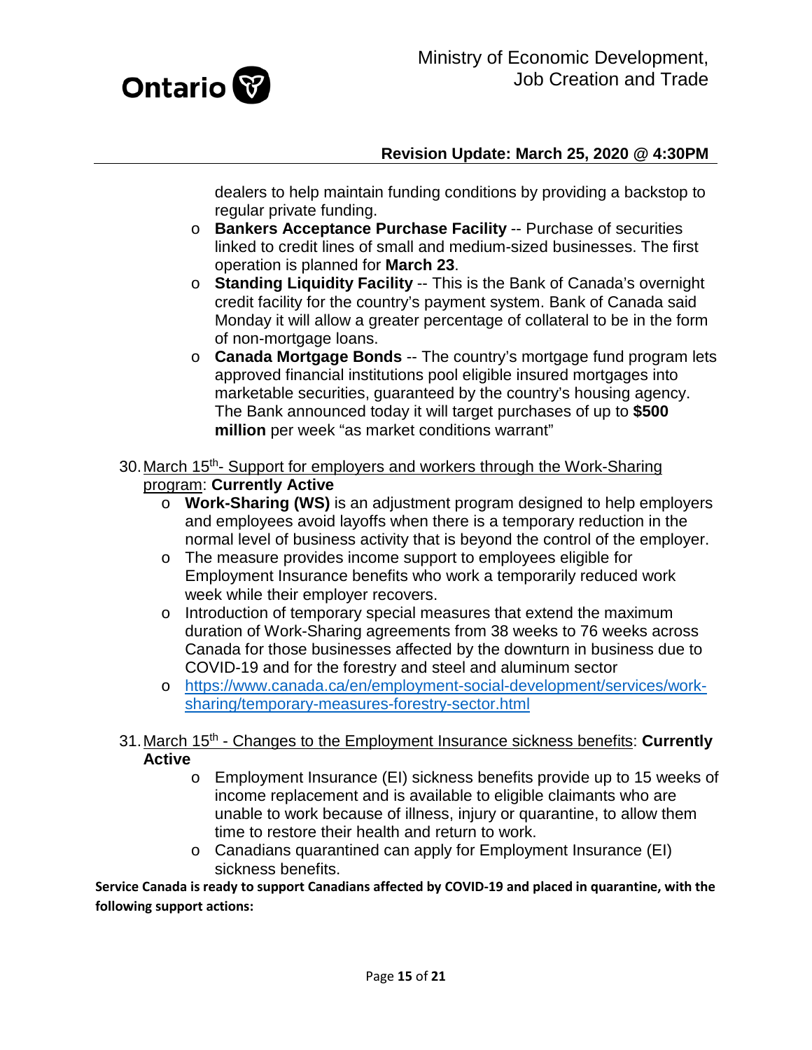dealers to help maintain funding conditions by providing a backstop to regular private funding.
  - **Bankers Acceptance Purchase Facility** -- Purchase of securities linked to credit lines of small and medium-sized businesses. The first operation is planned for **March 23**.
  - **Standing Liquidity Facility** -- This is the Bank of Canada's overnight credit facility for the country's payment system. Bank of Canada said Monday it will allow a greater percentage of collateral to be in the form of non-mortgage loans.
  - **Canada Mortgage Bonds** -- The country's mortgage fund program lets approved financial institutions pool eligible insured mortgages into marketable securities, guaranteed by the country's housing agency. The Bank announced today it will target purchases of up to **$500 million** per week "as market conditions warrant"

30. March 15th- Support for employers and workers through the Work-Sharing program: **Currently Active**
    - **Work-Sharing (WS)** is an adjustment program designed to help employers and employees avoid layoffs when there is a temporary reduction in the normal level of business activity that is beyond the control of the employer.
    - The measure provides income support to employees eligible for Employment Insurance benefits who work a temporarily reduced work week while their employer recovers.
    - Introduction of temporary special measures that extend the maximum duration of Work-Sharing agreements from 38 weeks to 76 weeks across Canada for those businesses affected by the downturn in business due to COVID-19 and for the forestry and steel and aluminum sector
    - https://www.canada.ca/en/employment-social-development/services/work-sharing/temporary-measures-forestry-sector.html

31. March 15th - Changes to the Employment Insurance sickness benefits: **Currently Active**
    - Employment Insurance (EI) sickness benefits provide up to 15 weeks of income replacement and is available to eligible claimants who are unable to work because of illness, injury or quarantine, to allow them time to restore their health and return to work.
    - Canadians quarantined can apply for Employment Insurance (EI) sickness benefits.

**Service Canada is ready to support Canadians affected by COVID-19 and placed in quarantine, with the following support actions:**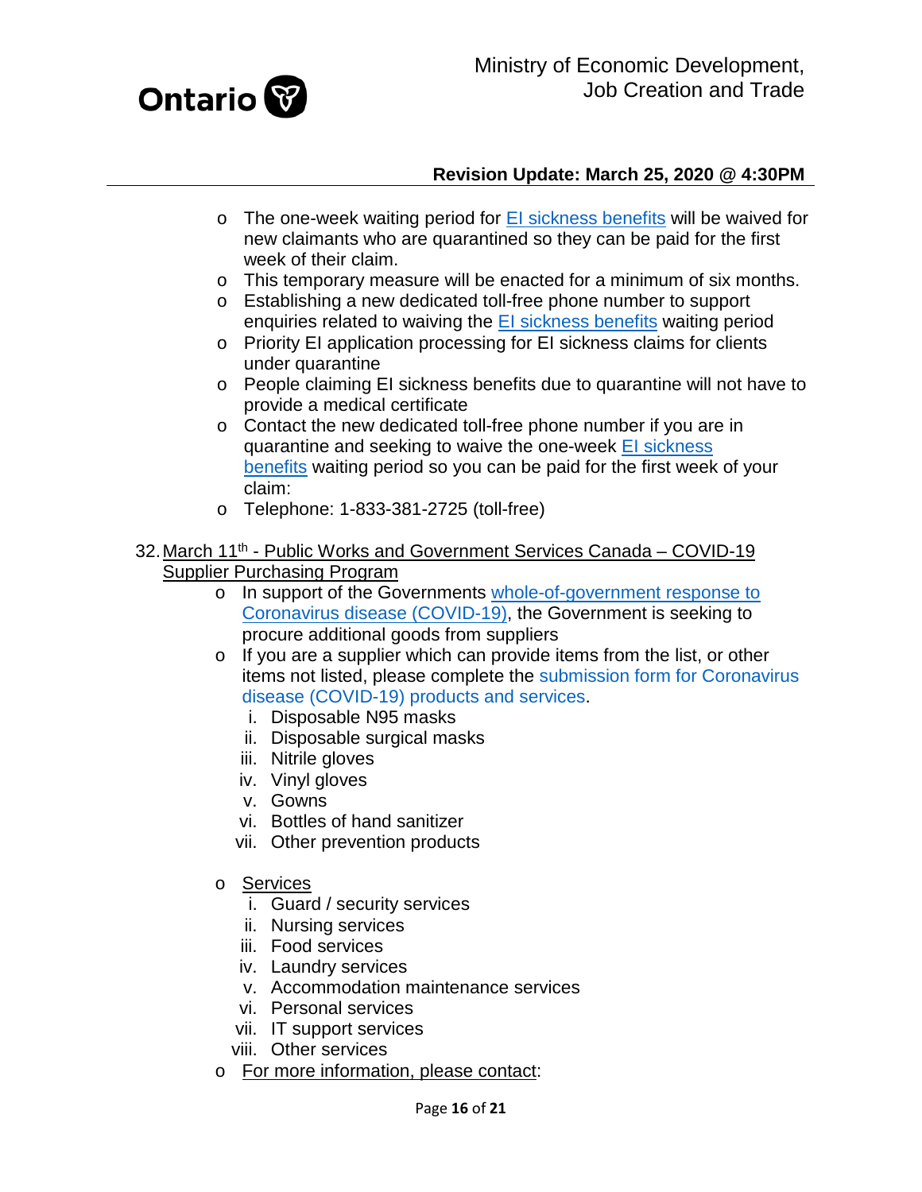- The one-week waiting period for EI sickness benefits will be waived for new claimants who are quarantined so they can be paid for the first week of their claim.
- This temporary measure will be enacted for a minimum of six months.
- Establishing a new dedicated toll-free phone number to support enquiries related to waiving the EI sickness benefits waiting period
- Priority EI application processing for EI sickness claims for clients under quarantine
- People claiming EI sickness benefits due to quarantine will not have to provide a medical certificate
- Contact the new dedicated toll-free phone number if you are in quarantine and seeking to waive the one-week EI sickness benefits waiting period so you can be paid for the first week of your claim:
- Telephone: 1-833-381-2725 (toll-free)

32. March 11th - Public Works and Government Services Canada – COVID-19 Supplier Purchasing Program
    - In support of the Governments whole-of-government response to Coronavirus disease (COVID-19), the Government is seeking to procure additional goods from suppliers
    - If you are a supplier which can provide items from the list, or other items not listed, please complete the submission form for Coronavirus disease (COVID-19) products and services.
      i. Disposable N95 masks
      ii. Disposable surgical masks
      iii. Nitrile gloves
      iv. Vinyl gloves
      v. Gowns
      vi. Bottles of hand sanitizer
      vii. Other prevention products
    - Services
      i. Guard / security services
      ii. Nursing services
      iii. Food services
      iv. Laundry services
      v. Accommodation maintenance services
      vi. Personal services
      vii. IT support services
      viii. Other services
    - For more information, please contact: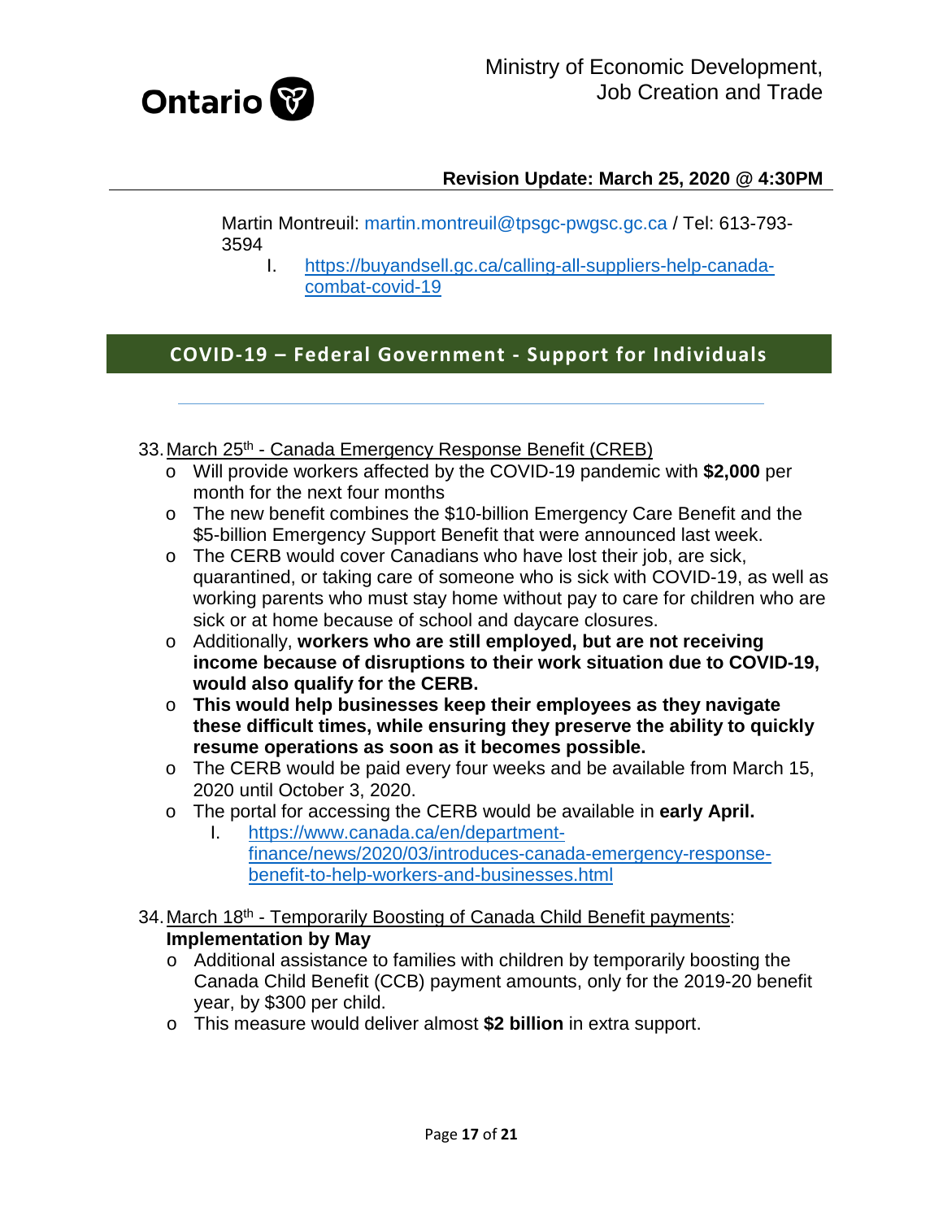Martin Montreuil: martin.montreuil@tpsgc-pwgsc.gc.ca / Tel: 613-793-3594

I. https://buyandsell.gc.ca/calling-all-suppliers-help-canada-combat-covid-19

## COVID-19 – Federal Government - Support for Individuals

33. March 25th - Canada Emergency Response Benefit (CREB)
    - Will provide workers affected by the COVID-19 pandemic with **$2,000** per month for the next four months
    - The new benefit combines the $10-billion Emergency Care Benefit and the $5-billion Emergency Support Benefit that were announced last week.
    - The CERB would cover Canadians who have lost their job, are sick, quarantined, or taking care of someone who is sick with COVID-19, as well as working parents who must stay home without pay to care for children who are sick or at home because of school and daycare closures.
    - Additionally, **workers who are still employed, but are not receiving income because of disruptions to their work situation due to COVID-19, would also qualify for the CERB.**
    - **This would help businesses keep their employees as they navigate these difficult times, while ensuring they preserve the ability to quickly resume operations as soon as it becomes possible.**
    - The CERB would be paid every four weeks and be available from March 15, 2020 until October 3, 2020.
    - The portal for accessing the CERB would be available in **early April.**
      I. https://www.canada.ca/en/department-finance/news/2020/03/introduces-canada-emergency-response-benefit-to-help-workers-and-businesses.html

34. March 18th - Temporarily Boosting of Canada Child Benefit payments: **Implementation by May**
    - Additional assistance to families with children by temporarily boosting the Canada Child Benefit (CCB) payment amounts, only for the 2019-20 benefit year, by $300 per child.
    - This measure would deliver almost **$2 billion** in extra support.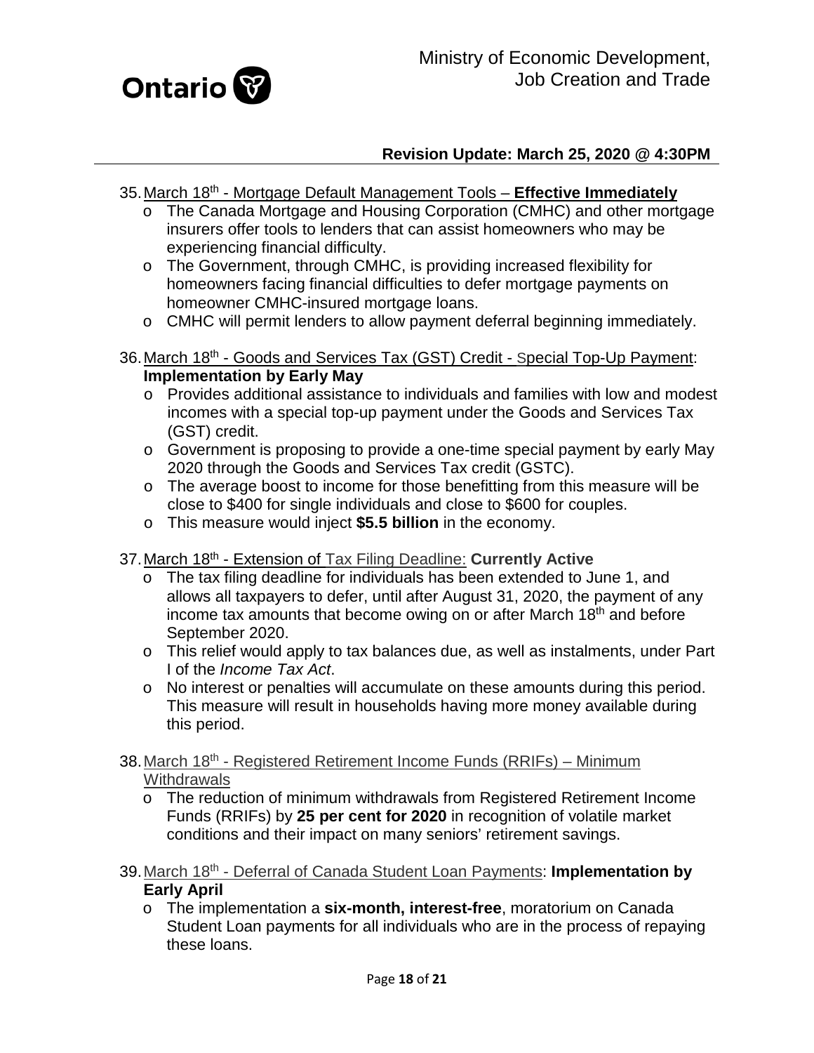**Revision Update: March 25, 2020 @ 4:30PM**

35. March 18th - Mortgage Default Management Tools – **Effective Immediately**
    - The Canada Mortgage and Housing Corporation (CMHC) and other mortgage insurers offer tools to lenders that can assist homeowners who may be experiencing financial difficulty.
    - The Government, through CMHC, is providing increased flexibility for homeowners facing financial difficulties to defer mortgage payments on homeowner CMHC-insured mortgage loans.
    - CMHC will permit lenders to allow payment deferral beginning immediately.

36. March 18th - Goods and Services Tax (GST) Credit - Special Top-Up Payment: **Implementation by Early May**
    - Provides additional assistance to individuals and families with low and modest incomes with a special top-up payment under the Goods and Services Tax (GST) credit.
    - Government is proposing to provide a one-time special payment by early May 2020 through the Goods and Services Tax credit (GSTC).
    - The average boost to income for those benefitting from this measure will be close to $400 for single individuals and close to $600 for couples.
    - This measure would inject **$5.5 billion** in the economy.

37. March 18th - Extension of Tax Filing Deadline: **Currently Active**
    - The tax filing deadline for individuals has been extended to June 1, and allows all taxpayers to defer, until after August 31, 2020, the payment of any income tax amounts that become owing on or after March 18th and before September 2020.
    - This relief would apply to tax balances due, as well as instalments, under Part I of the *Income Tax Act*.
    - No interest or penalties will accumulate on these amounts during this period. This measure will result in households having more money available during this period.

38. March 18th - Registered Retirement Income Funds (RRIFs) – Minimum Withdrawals
    - The reduction of minimum withdrawals from Registered Retirement Income Funds (RRIFs) by **25 per cent for 2020** in recognition of volatile market conditions and their impact on many seniors' retirement savings.

39. March 18th - Deferral of Canada Student Loan Payments: **Implementation by Early April**
    - The implementation a **six-month, interest-free**, moratorium on Canada Student Loan payments for all individuals who are in the process of repaying these loans.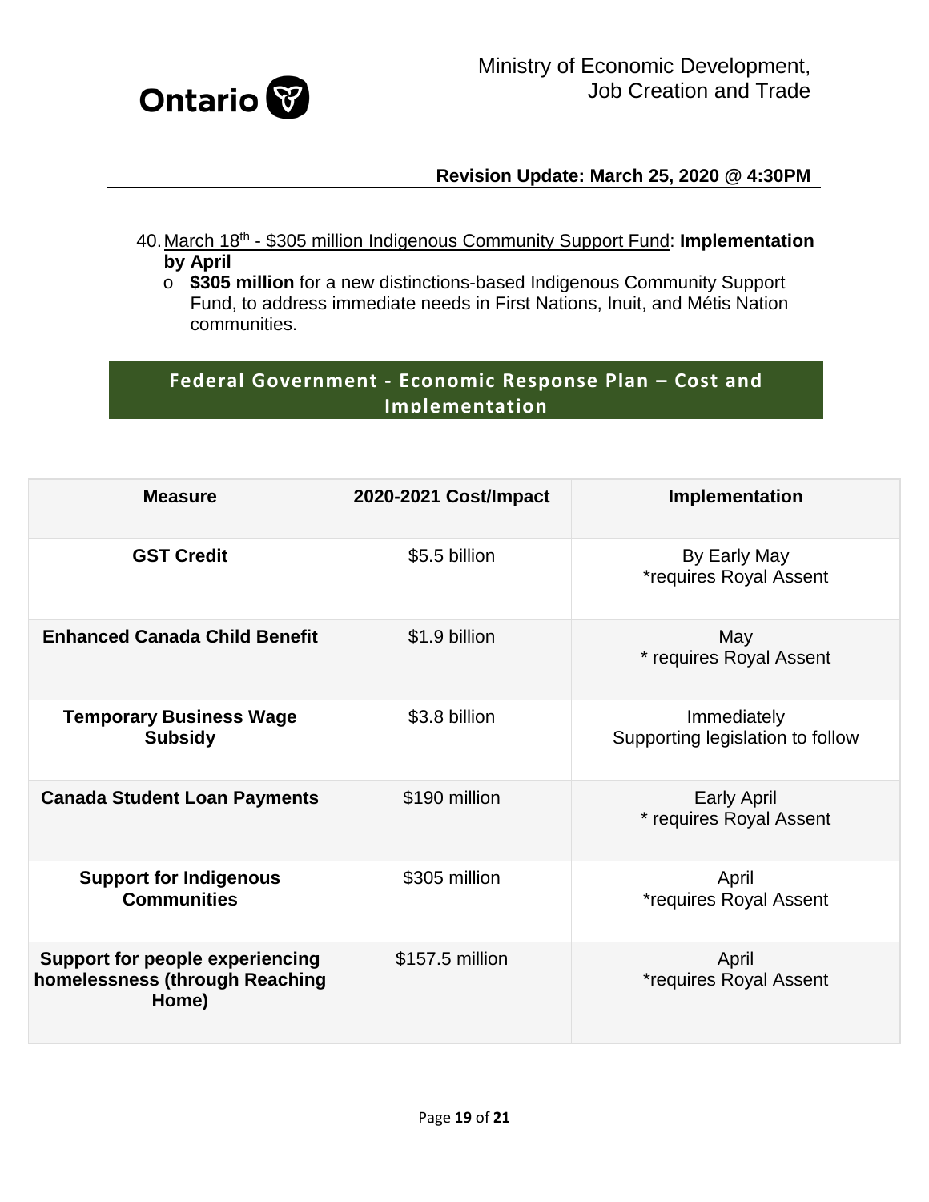40. March 18th - $305 million Indigenous Community Support Fund: **Implementation by April**
    - **$305 million** for a new distinctions-based Indigenous Community Support Fund, to address immediate needs in First Nations, Inuit, and Métis Nation communities.

## Federal Government - Economic Response Plan – Cost and Implementation

| Measure | 2020-2021 Cost/Impact | Implementation |
|---|---|---|
| **GST Credit** | $5.5 billion | By Early May *requires Royal Assent |
| **Enhanced Canada Child Benefit** | $1.9 billion | May * requires Royal Assent |
| **Temporary Business Wage Subsidy** | $3.8 billion | Immediately Supporting legislation to follow |
| **Canada Student Loan Payments** | $190 million | Early April * requires Royal Assent |
| **Support for Indigenous Communities** | $305 million | April *requires Royal Assent |
| **Support for people experiencing homelessness (through Reaching Home)** | $157.5 million | April *requires Royal Assent |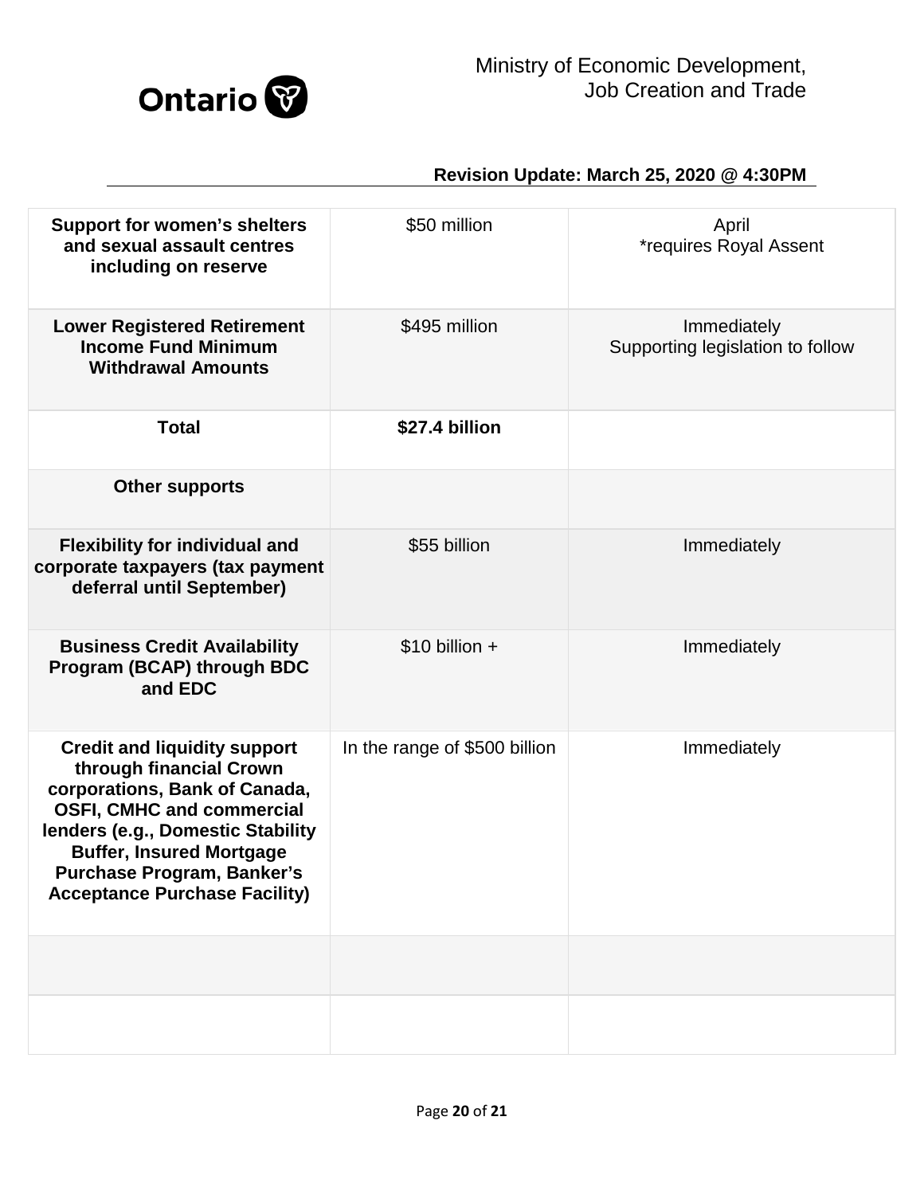Ministry of Economic Development, Job Creation and Trade

**Revision Update: March 25, 2020 @ 4:30PM**

| | | |
|---|---|---|
| **Support for women's shelters and sexual assault centres including on reserve** | $50 million | April<br>*requires Royal Assent |
| **Lower Registered Retirement Income Fund Minimum Withdrawal Amounts** | $495 million | Immediately<br>Supporting legislation to follow |
| **Total** | **$27.4 billion** | |
| **Other supports** | | |
| **Flexibility for individual and corporate taxpayers (tax payment deferral until September)** | $55 billion | Immediately |
| **Business Credit Availability Program (BCAP) through BDC and EDC** | $10 billion + | Immediately |
| **Credit and liquidity support through financial Crown corporations, Bank of Canada, OSFI, CMHC and commercial lenders (e.g., Domestic Stability Buffer, Insured Mortgage Purchase Program, Banker's Acceptance Purchase Facility)** | In the range of $500 billion | Immediately |
| | | |
| | | |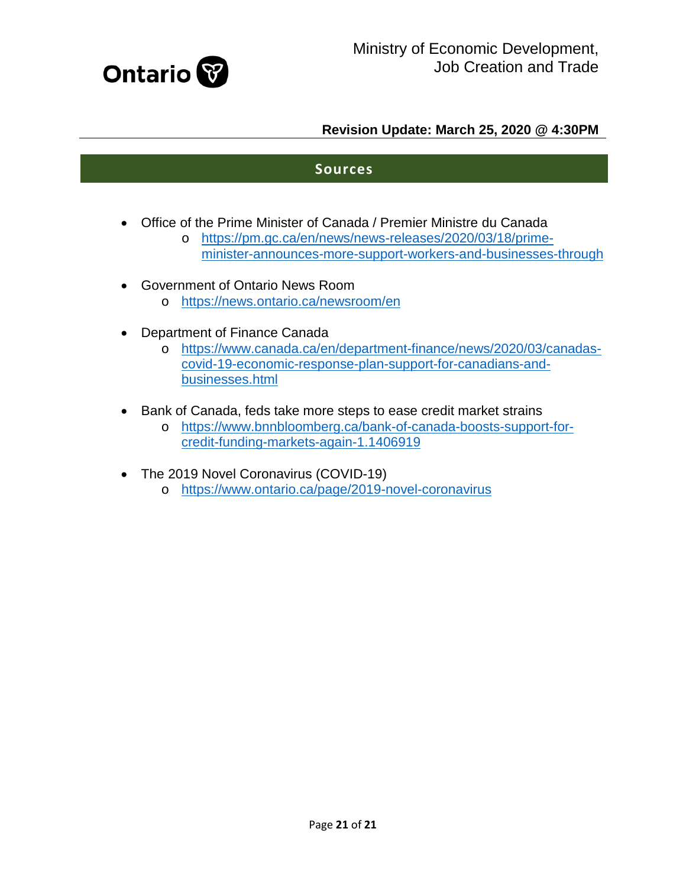Revision Update: March 25, 2020 @ 4:30PM

## Sources

- Office of the Prime Minister of Canada / Premier Ministre du Canada
    - https://pm.gc.ca/en/news/news-releases/2020/03/18/prime-minister-announces-more-support-workers-and-businesses-through
- Government of Ontario News Room
    - https://news.ontario.ca/newsroom/en
- Department of Finance Canada
    - https://www.canada.ca/en/department-finance/news/2020/03/canadas-covid-19-economic-response-plan-support-for-canadians-and-businesses.html
- Bank of Canada, feds take more steps to ease credit market strains
    - https://www.bnnbloomberg.ca/bank-of-canada-boosts-support-for-credit-funding-markets-again-1.1406919
- The 2019 Novel Coronavirus (COVID-19)
    - https://www.ontario.ca/page/2019-novel-coronavirus